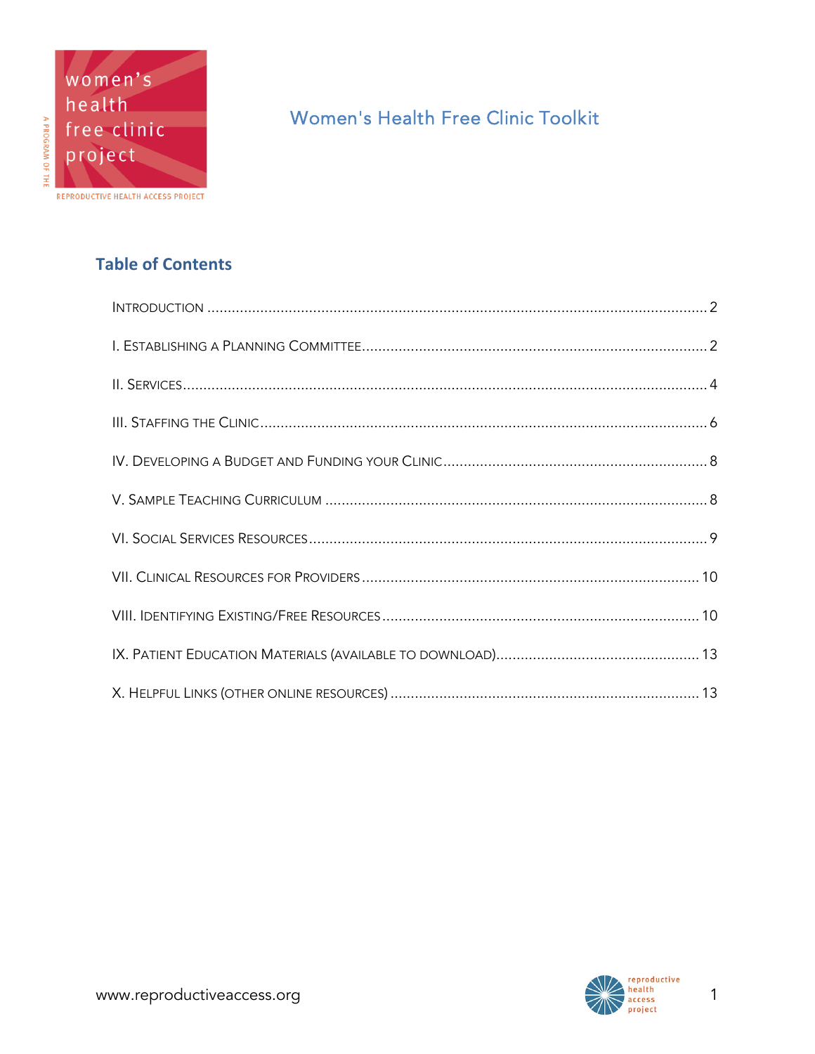# Women's Health Free Clinic Toolkit

## Table of Contents

INTRODUCTION .......... 2

I. ESTABLISHING A PLANNING COMMITTEE .......... 2

II. SERVICES .......... 4

III. STAFFING THE CLINIC .......... 6

IV. DEVELOPING A BUDGET AND FUNDING YOUR CLINIC .......... 8

V. SAMPLE TEACHING CURRICULUM .......... 8

VI. SOCIAL SERVICES RESOURCES .......... 9

VII. CLINICAL RESOURCES FOR PROVIDERS .......... 10

VIII. IDENTIFYING EXISTING/FREE RESOURCES .......... 10

IX. PATIENT EDUCATION MATERIALS (AVAILABLE TO DOWNLOAD) .......... 13

X. HELPFUL LINKS (OTHER ONLINE RESOURCES) .......... 13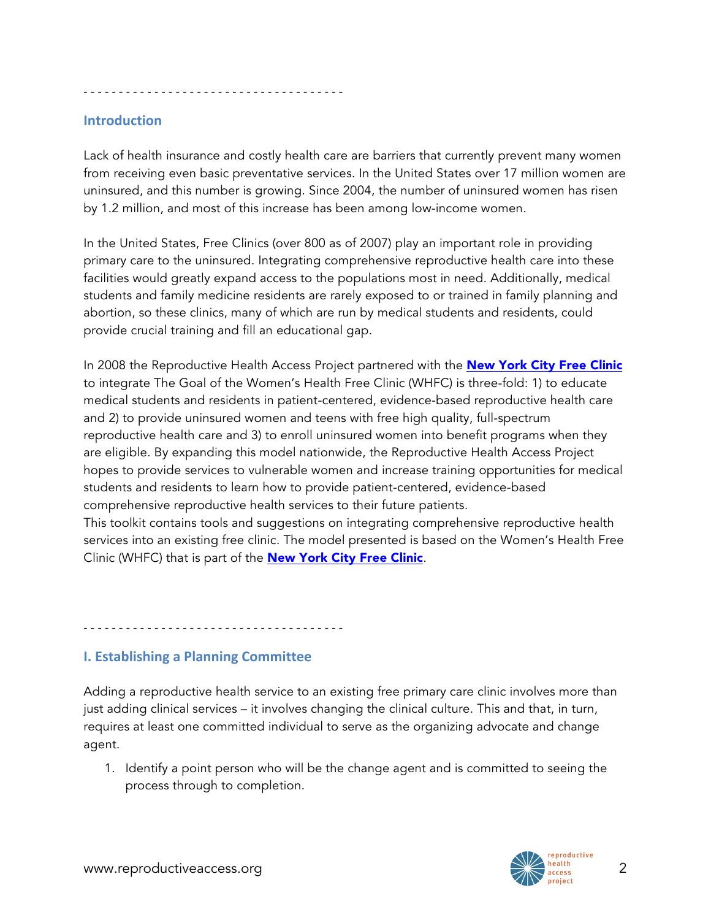- - - - - - - - - - - - - - - - - - - - - - - - - - - - - - - - - - - -

## Introduction

Lack of health insurance and costly health care are barriers that currently prevent many women from receiving even basic preventative services. In the United States over 17 million women are uninsured, and this number is growing. Since 2004, the number of uninsured women has risen by 1.2 million, and most of this increase has been among low-income women.

In the United States, Free Clinics (over 800 as of 2007) play an important role in providing primary care to the uninsured. Integrating comprehensive reproductive health care into these facilities would greatly expand access to the populations most in need. Additionally, medical students and family medicine residents are rarely exposed to or trained in family planning and abortion, so these clinics, many of which are run by medical students and residents, could provide crucial training and fill an educational gap.

In 2008 the Reproductive Health Access Project partnered with the **New York City Free Clinic** to integrate The Goal of the Women's Health Free Clinic (WHFC) is three-fold: 1) to educate medical students and residents in patient-centered, evidence-based reproductive health care and 2) to provide uninsured women and teens with free high quality, full-spectrum reproductive health care and 3) to enroll uninsured women into benefit programs when they are eligible. By expanding this model nationwide, the Reproductive Health Access Project hopes to provide services to vulnerable women and increase training opportunities for medical students and residents to learn how to provide patient-centered, evidence-based comprehensive reproductive health services to their future patients.
This toolkit contains tools and suggestions on integrating comprehensive reproductive health services into an existing free clinic. The model presented is based on the Women's Health Free Clinic (WHFC) that is part of the **New York City Free Clinic**.

- - - - - - - - - - - - - - - - - - - - - - - - - - - - - - - - - - - -

## I. Establishing a Planning Committee

Adding a reproductive health service to an existing free primary care clinic involves more than just adding clinical services – it involves changing the clinical culture. This and that, in turn, requires at least one committed individual to serve as the organizing advocate and change agent.

1. Identify a point person who will be the change agent and is committed to seeing the process through to completion.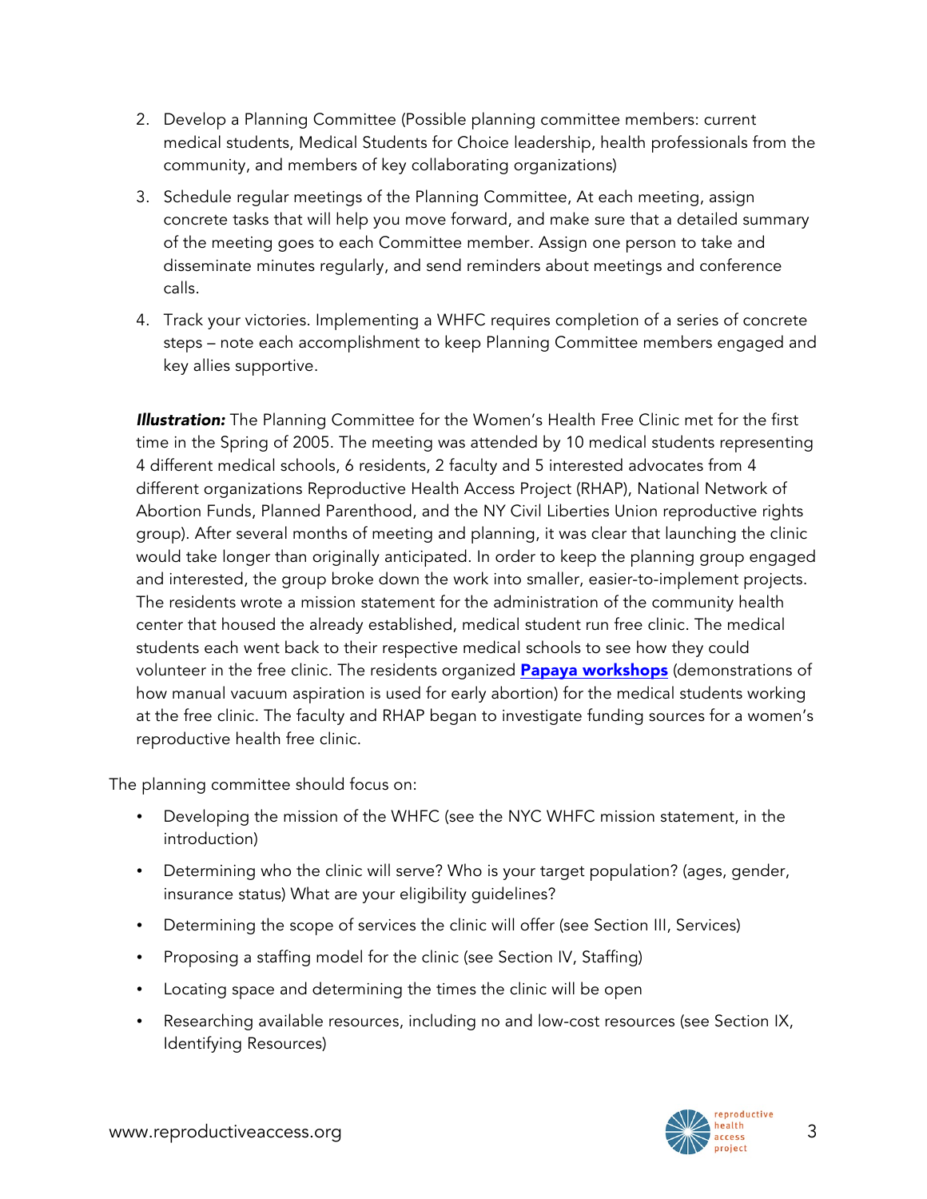2. Develop a Planning Committee (Possible planning committee members: current medical students, Medical Students for Choice leadership, health professionals from the community, and members of key collaborating organizations)
3. Schedule regular meetings of the Planning Committee, At each meeting, assign concrete tasks that will help you move forward, and make sure that a detailed summary of the meeting goes to each Committee member. Assign one person to take and disseminate minutes regularly, and send reminders about meetings and conference calls.
4. Track your victories. Implementing a WHFC requires completion of a series of concrete steps – note each accomplishment to keep Planning Committee members engaged and key allies supportive.

***Illustration:*** The Planning Committee for the Women's Health Free Clinic met for the first time in the Spring of 2005. The meeting was attended by 10 medical students representing 4 different medical schools, 6 residents, 2 faculty and 5 interested advocates from 4 different organizations Reproductive Health Access Project (RHAP), National Network of Abortion Funds, Planned Parenthood, and the NY Civil Liberties Union reproductive rights group). After several months of meeting and planning, it was clear that launching the clinic would take longer than originally anticipated. In order to keep the planning group engaged and interested, the group broke down the work into smaller, easier-to-implement projects. The residents wrote a mission statement for the administration of the community health center that housed the already established, medical student run free clinic. The medical students each went back to their respective medical schools to see how they could volunteer in the free clinic. The residents organized **Papaya workshops** (demonstrations of how manual vacuum aspiration is used for early abortion) for the medical students working at the free clinic. The faculty and RHAP began to investigate funding sources for a women's reproductive health free clinic.

The planning committee should focus on:

- Developing the mission of the WHFC (see the NYC WHFC mission statement, in the introduction)
- Determining who the clinic will serve? Who is your target population? (ages, gender, insurance status) What are your eligibility guidelines?
- Determining the scope of services the clinic will offer (see Section III, Services)
- Proposing a staffing model for the clinic (see Section IV, Staffing)
- Locating space and determining the times the clinic will be open
- Researching available resources, including no and low-cost resources (see Section IX, Identifying Resources)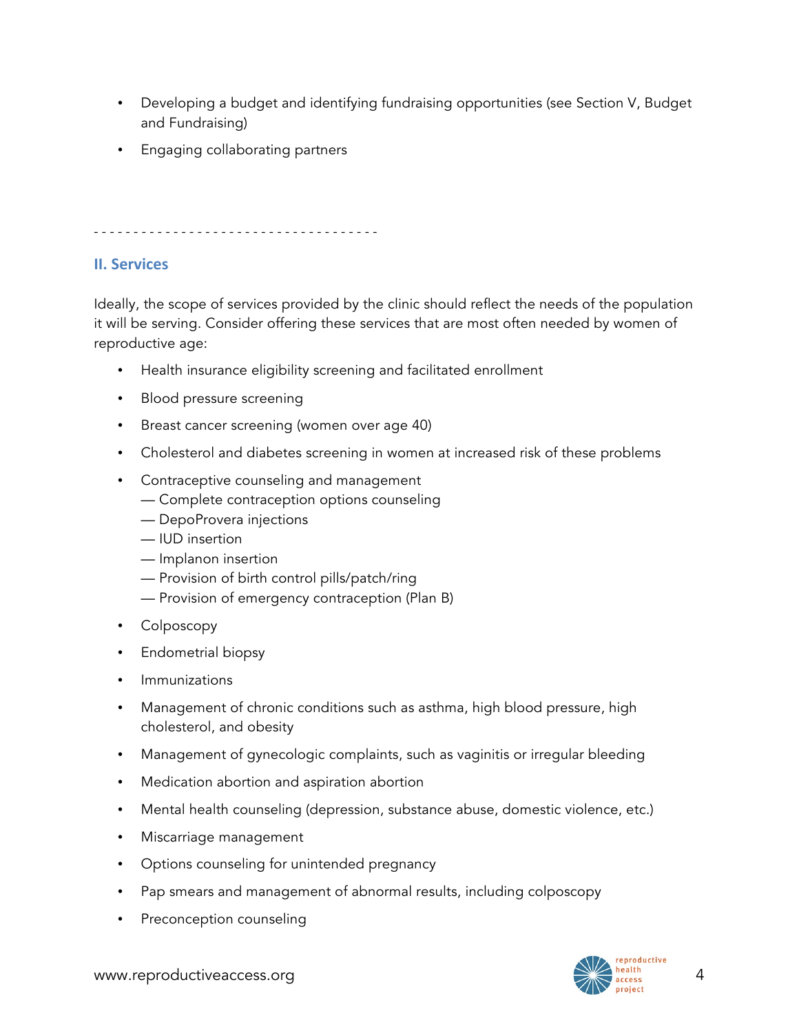- Developing a budget and identifying fundraising opportunities (see Section V, Budget and Fundraising)
- Engaging collaborating partners

- - - - - - - - - - - - - - - - - - - - - - - - - - - - - - - - - - - -

## II. Services

Ideally, the scope of services provided by the clinic should reflect the needs of the population it will be serving. Consider offering these services that are most often needed by women of reproductive age:

- Health insurance eligibility screening and facilitated enrollment
- Blood pressure screening
- Breast cancer screening (women over age 40)
- Cholesterol and diabetes screening in women at increased risk of these problems
- Contraceptive counseling and management
  — Complete contraception options counseling
  — DepoProvera injections
  — IUD insertion
  — Implanon insertion
  — Provision of birth control pills/patch/ring
  — Provision of emergency contraception (Plan B)
- Colposcopy
- Endometrial biopsy
- Immunizations
- Management of chronic conditions such as asthma, high blood pressure, high cholesterol, and obesity
- Management of gynecologic complaints, such as vaginitis or irregular bleeding
- Medication abortion and aspiration abortion
- Mental health counseling (depression, substance abuse, domestic violence, etc.)
- Miscarriage management
- Options counseling for unintended pregnancy
- Pap smears and management of abnormal results, including colposcopy
- Preconception counseling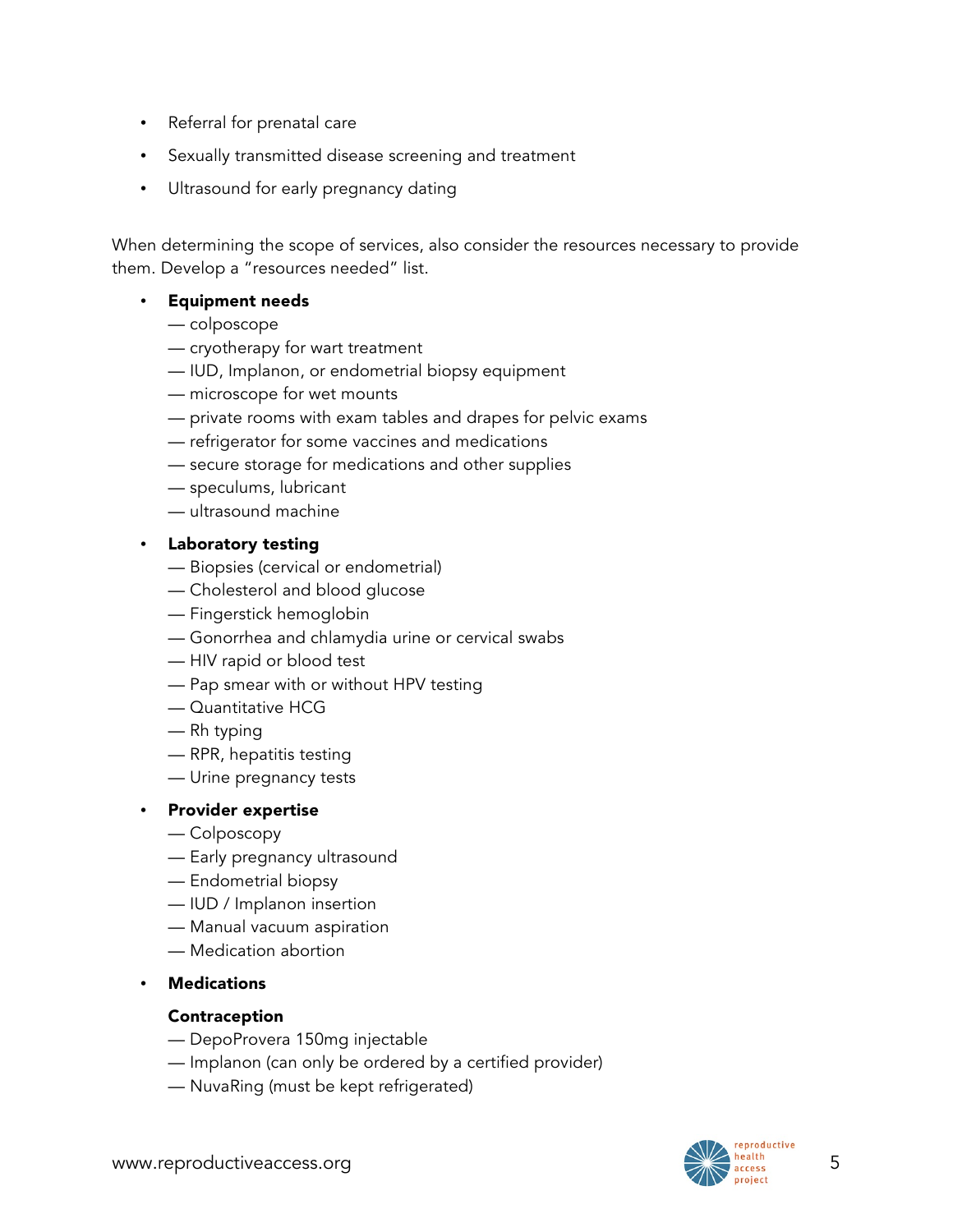- Referral for prenatal care
- Sexually transmitted disease screening and treatment
- Ultrasound for early pregnancy dating

When determining the scope of services, also consider the resources necessary to provide them. Develop a "resources needed" list.

- **Equipment needs**
  — colposcope
  — cryotherapy for wart treatment
  — IUD, Implanon, or endometrial biopsy equipment
  — microscope for wet mounts
  — private rooms with exam tables and drapes for pelvic exams
  — refrigerator for some vaccines and medications
  — secure storage for medications and other supplies
  — speculums, lubricant
  — ultrasound machine

- **Laboratory testing**
  — Biopsies (cervical or endometrial)
  — Cholesterol and blood glucose
  — Fingerstick hemoglobin
  — Gonorrhea and chlamydia urine or cervical swabs
  — HIV rapid or blood test
  — Pap smear with or without HPV testing
  — Quantitative HCG
  — Rh typing
  — RPR, hepatitis testing
  — Urine pregnancy tests

- **Provider expertise**
  — Colposcopy
  — Early pregnancy ultrasound
  — Endometrial biopsy
  — IUD / Implanon insertion
  — Manual vacuum aspiration
  — Medication abortion

- **Medications**

  **Contraception**
  — DepoProvera 150mg injectable
  — Implanon (can only be ordered by a certified provider)
  — NuvaRing (must be kept refrigerated)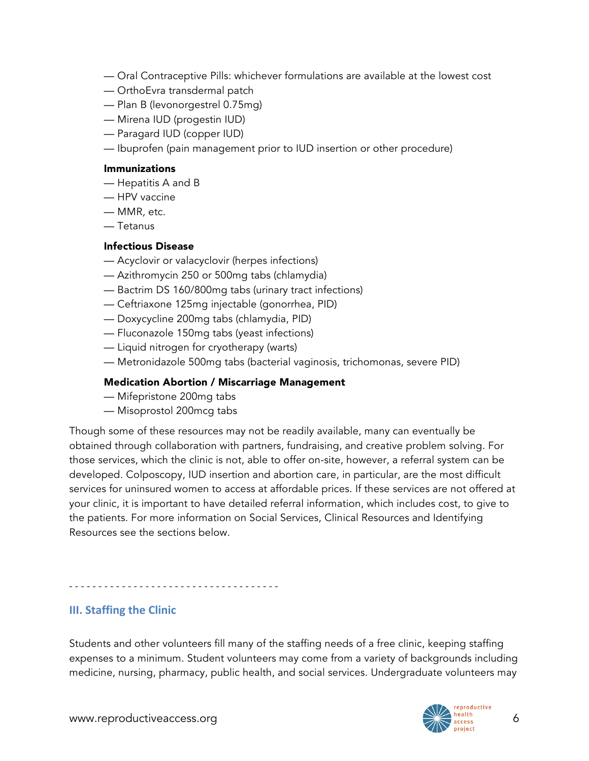— Oral Contraceptive Pills: whichever formulations are available at the lowest cost
— OrthoEvra transdermal patch
— Plan B (levonorgestrel 0.75mg)
— Mirena IUD (progestin IUD)
— Paragard IUD (copper IUD)
— Ibuprofen (pain management prior to IUD insertion or other procedure)

**Immunizations**

— Hepatitis A and B
— HPV vaccine
— MMR, etc.
— Tetanus

**Infectious Disease**

— Acyclovir or valacyclovir (herpes infections)
— Azithromycin 250 or 500mg tabs (chlamydia)
— Bactrim DS 160/800mg tabs (urinary tract infections)
— Ceftriaxone 125mg injectable (gonorrhea, PID)
— Doxycycline 200mg tabs (chlamydia, PID)
— Fluconazole 150mg tabs (yeast infections)
— Liquid nitrogen for cryotherapy (warts)
— Metronidazole 500mg tabs (bacterial vaginosis, trichomonas, severe PID)

**Medication Abortion / Miscarriage Management**

— Mifepristone 200mg tabs
— Misoprostol 200mcg tabs

Though some of these resources may not be readily available, many can eventually be obtained through collaboration with partners, fundraising, and creative problem solving. For those services, which the clinic is not, able to offer on-site, however, a referral system can be developed. Colposcopy, IUD insertion and abortion care, in particular, are the most difficult services for uninsured women to access at affordable prices. If these services are not offered at your clinic, it is important to have detailed referral information, which includes cost, to give to the patients. For more information on Social Services, Clinical Resources and Identifying Resources see the sections below.

- - - - - - - - - - - - - - - - - - - - - - - - - - - - - - - - - - - -

## III. Staffing the Clinic

Students and other volunteers fill many of the staffing needs of a free clinic, keeping staffing expenses to a minimum. Student volunteers may come from a variety of backgrounds including medicine, nursing, pharmacy, public health, and social services. Undergraduate volunteers may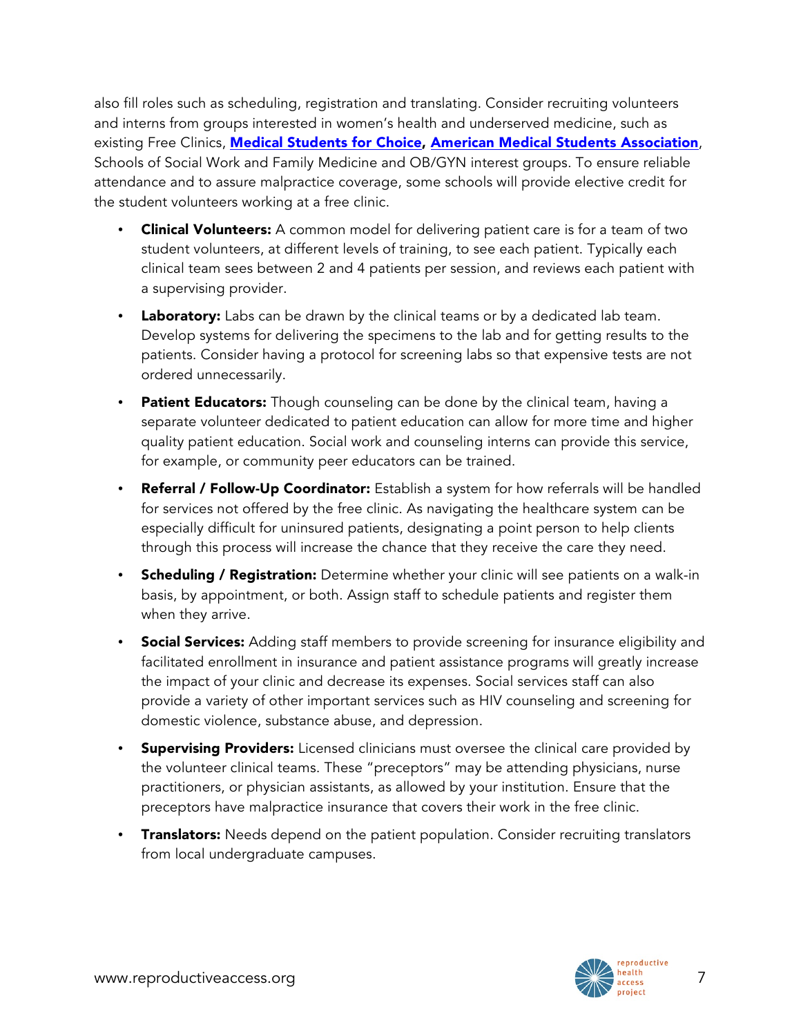also fill roles such as scheduling, registration and translating. Consider recruiting volunteers and interns from groups interested in women's health and underserved medicine, such as existing Free Clinics, **Medical Students for Choice**, **American Medical Students Association**, Schools of Social Work and Family Medicine and OB/GYN interest groups. To ensure reliable attendance and to assure malpractice coverage, some schools will provide elective credit for the student volunteers working at a free clinic.

- **Clinical Volunteers:** A common model for delivering patient care is for a team of two student volunteers, at different levels of training, to see each patient. Typically each clinical team sees between 2 and 4 patients per session, and reviews each patient with a supervising provider.
- **Laboratory:** Labs can be drawn by the clinical teams or by a dedicated lab team. Develop systems for delivering the specimens to the lab and for getting results to the patients. Consider having a protocol for screening labs so that expensive tests are not ordered unnecessarily.
- **Patient Educators:** Though counseling can be done by the clinical team, having a separate volunteer dedicated to patient education can allow for more time and higher quality patient education. Social work and counseling interns can provide this service, for example, or community peer educators can be trained.
- **Referral / Follow-Up Coordinator:** Establish a system for how referrals will be handled for services not offered by the free clinic. As navigating the healthcare system can be especially difficult for uninsured patients, designating a point person to help clients through this process will increase the chance that they receive the care they need.
- **Scheduling / Registration:** Determine whether your clinic will see patients on a walk-in basis, by appointment, or both. Assign staff to schedule patients and register them when they arrive.
- **Social Services:** Adding staff members to provide screening for insurance eligibility and facilitated enrollment in insurance and patient assistance programs will greatly increase the impact of your clinic and decrease its expenses. Social services staff can also provide a variety of other important services such as HIV counseling and screening for domestic violence, substance abuse, and depression.
- **Supervising Providers:** Licensed clinicians must oversee the clinical care provided by the volunteer clinical teams. These "preceptors" may be attending physicians, nurse practitioners, or physician assistants, as allowed by your institution. Ensure that the preceptors have malpractice insurance that covers their work in the free clinic.
- **Translators:** Needs depend on the patient population. Consider recruiting translators from local undergraduate campuses.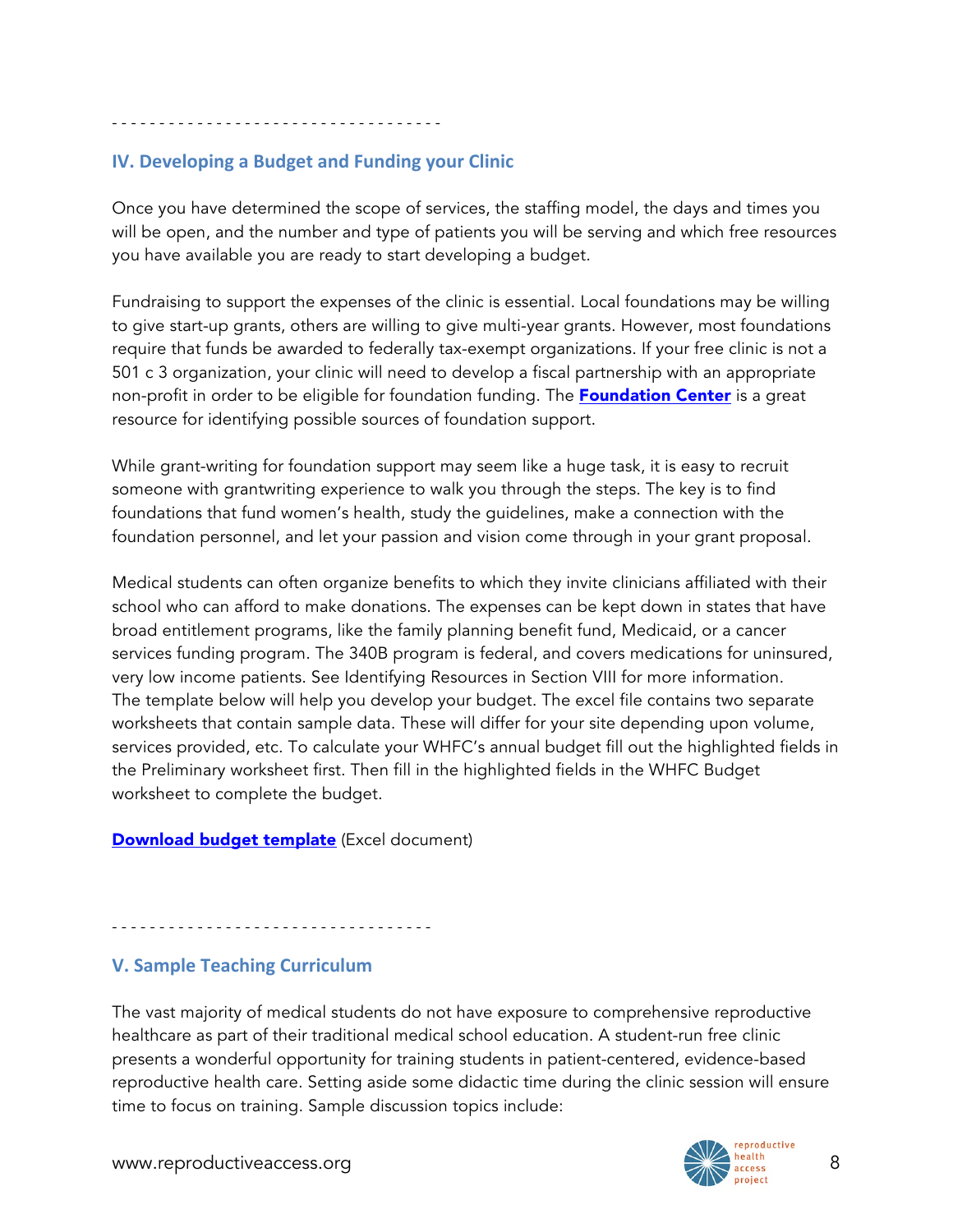- - - - - - - - - - - - - - - - - - - - - - - - - - - - - - - - - -

## IV. Developing a Budget and Funding your Clinic

Once you have determined the scope of services, the staffing model, the days and times you will be open, and the number and type of patients you will be serving and which free resources you have available you are ready to start developing a budget.

Fundraising to support the expenses of the clinic is essential. Local foundations may be willing to give start-up grants, others are willing to give multi-year grants. However, most foundations require that funds be awarded to federally tax-exempt organizations. If your free clinic is not a 501 c 3 organization, your clinic will need to develop a fiscal partnership with an appropriate non-profit in order to be eligible for foundation funding. The **Foundation Center** is a great resource for identifying possible sources of foundation support.

While grant-writing for foundation support may seem like a huge task, it is easy to recruit someone with grantwriting experience to walk you through the steps. The key is to find foundations that fund women's health, study the guidelines, make a connection with the foundation personnel, and let your passion and vision come through in your grant proposal.

Medical students can often organize benefits to which they invite clinicians affiliated with their school who can afford to make donations. The expenses can be kept down in states that have broad entitlement programs, like the family planning benefit fund, Medicaid, or a cancer services funding program. The 340B program is federal, and covers medications for uninsured, very low income patients. See Identifying Resources in Section VIII for more information. The template below will help you develop your budget. The excel file contains two separate worksheets that contain sample data. These will differ for your site depending upon volume, services provided, etc. To calculate your WHFC's annual budget fill out the highlighted fields in the Preliminary worksheet first. Then fill in the highlighted fields in the WHFC Budget worksheet to complete the budget.

**Download budget template** (Excel document)

- - - - - - - - - - - - - - - - - - - - - - - - - - - - - - - - - -

## V. Sample Teaching Curriculum

The vast majority of medical students do not have exposure to comprehensive reproductive healthcare as part of their traditional medical school education. A student-run free clinic presents a wonderful opportunity for training students in patient-centered, evidence-based reproductive health care. Setting aside some didactic time during the clinic session will ensure time to focus on training. Sample discussion topics include: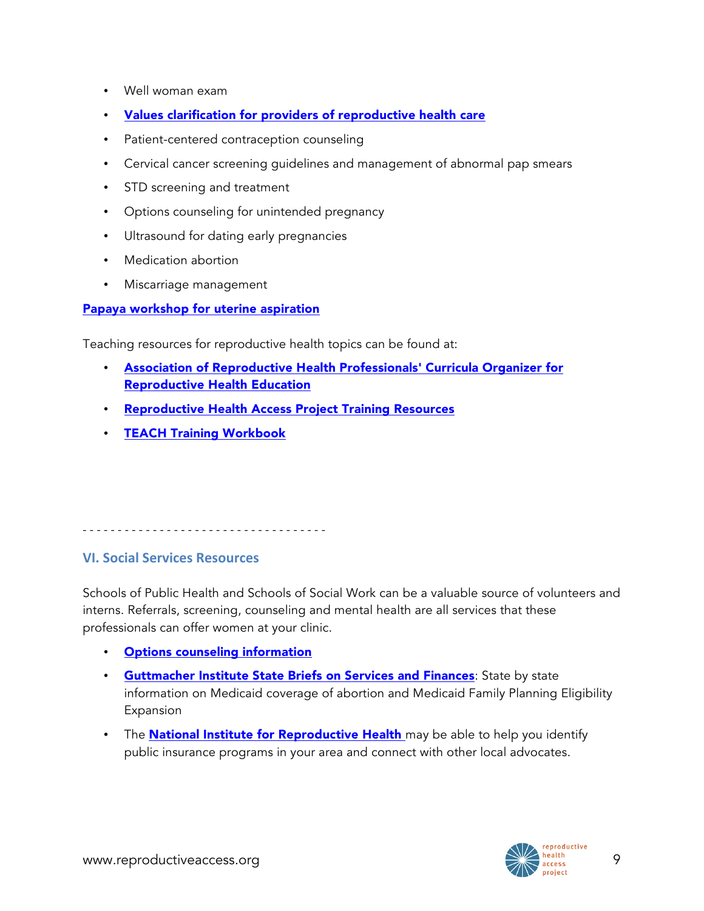- Well woman exam
- **Values clarification for providers of reproductive health care**
- Patient-centered contraception counseling
- Cervical cancer screening guidelines and management of abnormal pap smears
- STD screening and treatment
- Options counseling for unintended pregnancy
- Ultrasound for dating early pregnancies
- Medication abortion
- Miscarriage management

**Papaya workshop for uterine aspiration**

Teaching resources for reproductive health topics can be found at:

- **Association of Reproductive Health Professionals' Curricula Organizer for Reproductive Health Education**
- **Reproductive Health Access Project Training Resources**
- **TEACH Training Workbook**

- - - - - - - - - - - - - - - - - - - - - - - - - - - - - - - - - - -

## VI. Social Services Resources

Schools of Public Health and Schools of Social Work can be a valuable source of volunteers and interns. Referrals, screening, counseling and mental health are all services that these professionals can offer women at your clinic.

- **Options counseling information**
- **Guttmacher Institute State Briefs on Services and Finances**: State by state information on Medicaid coverage of abortion and Medicaid Family Planning Eligibility Expansion
- The **National Institute for Reproductive Health** may be able to help you identify public insurance programs in your area and connect with other local advocates.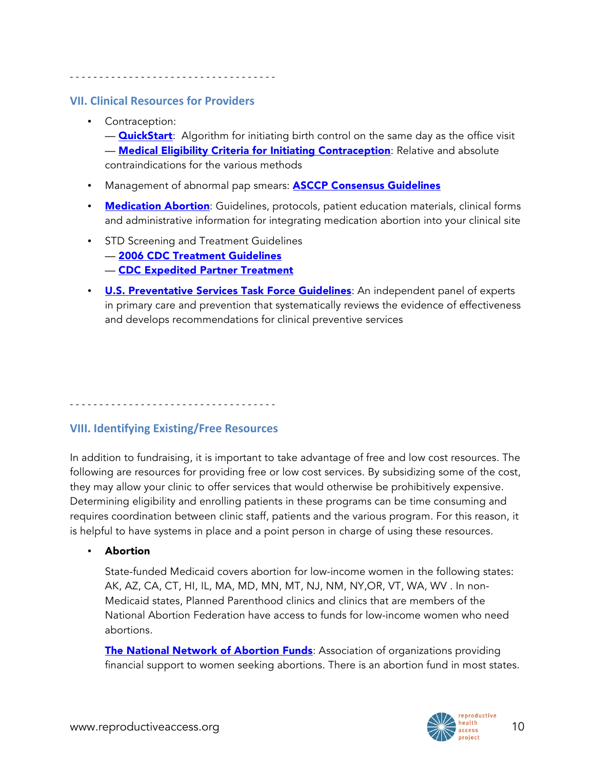- - - - - - - - - - - - - - - - - - - - - - - - - - - - - - - - - -

## VII. Clinical Resources for Providers

- Contraception:
  — **QuickStart**: Algorithm for initiating birth control on the same day as the office visit
  — **Medical Eligibility Criteria for Initiating Contraception**: Relative and absolute contraindications for the various methods
- Management of abnormal pap smears: **ASCCP Consensus Guidelines**
- **Medication Abortion**: Guidelines, protocols, patient education materials, clinical forms and administrative information for integrating medication abortion into your clinical site
- STD Screening and Treatment Guidelines
  — **2006 CDC Treatment Guidelines**
  — **CDC Expedited Partner Treatment**
- **U.S. Preventative Services Task Force Guidelines**: An independent panel of experts in primary care and prevention that systematically reviews the evidence of effectiveness and develops recommendations for clinical preventive services

- - - - - - - - - - - - - - - - - - - - - - - - - - - - - - - - - -

## VIII. Identifying Existing/Free Resources

In addition to fundraising, it is important to take advantage of free and low cost resources. The following are resources for providing free or low cost services. By subsidizing some of the cost, they may allow your clinic to offer services that would otherwise be prohibitively expensive. Determining eligibility and enrolling patients in these programs can be time consuming and requires coordination between clinic staff, patients and the various program. For this reason, it is helpful to have systems in place and a point person in charge of using these resources.

- **Abortion**

  State-funded Medicaid covers abortion for low-income women in the following states: AK, AZ, CA, CT, HI, IL, MA, MD, MN, MT, NJ, NM, NY,OR, VT, WA, WV . In non-Medicaid states, Planned Parenthood clinics and clinics that are members of the National Abortion Federation have access to funds for low-income women who need abortions.

  **The National Network of Abortion Funds**: Association of organizations providing financial support to women seeking abortions. There is an abortion fund in most states.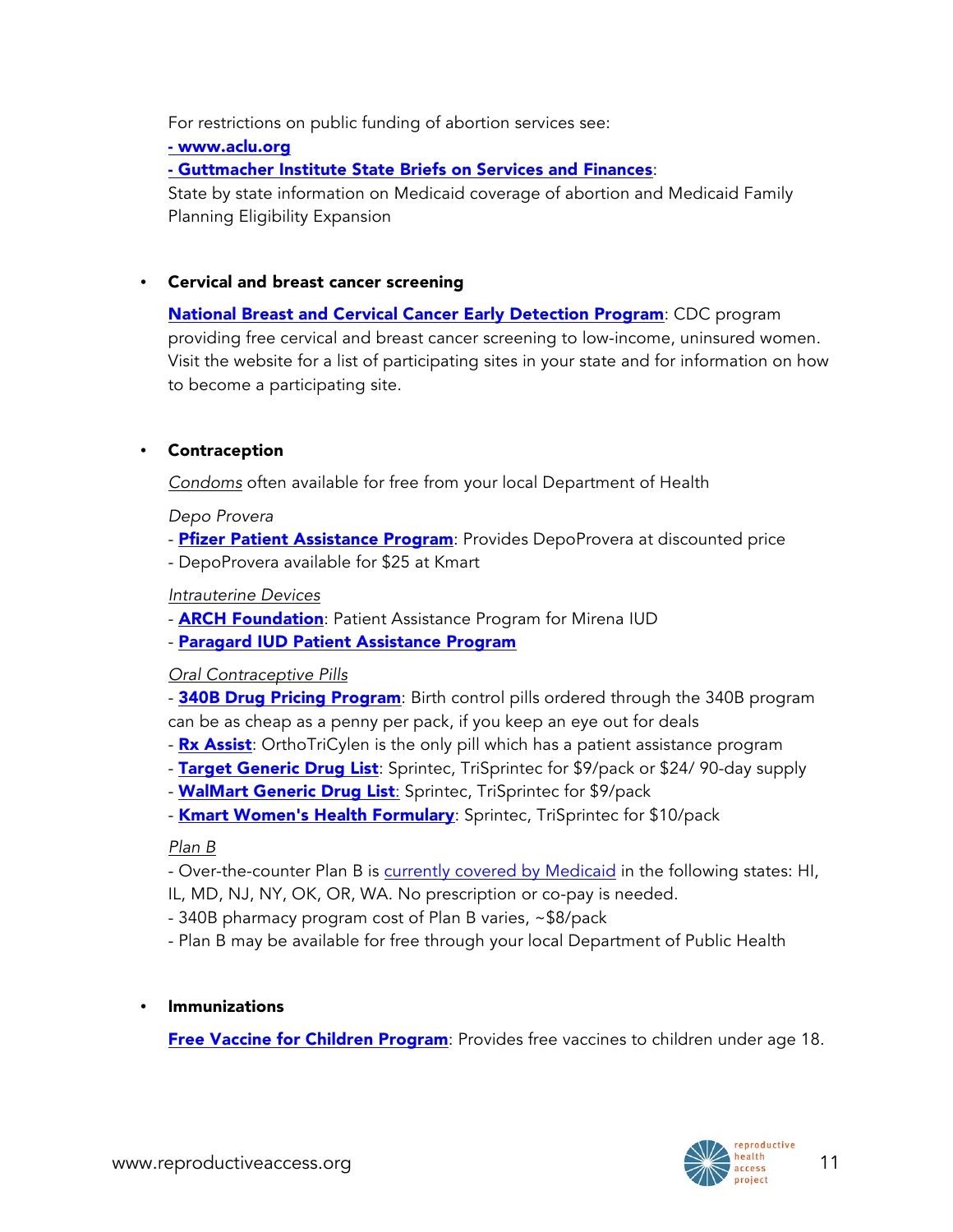For restrictions on public funding of abortion services see:

**- www.aclu.org**

**- Guttmacher Institute State Briefs on Services and Finances**:
State by state information on Medicaid coverage of abortion and Medicaid Family Planning Eligibility Expansion

- **Cervical and breast cancer screening**

  **National Breast and Cervical Cancer Early Detection Program**: CDC program providing free cervical and breast cancer screening to low-income, uninsured women. Visit the website for a list of participating sites in your state and for information on how to become a participating site.

- **Contraception**

  _Condoms_ often available for free from your local Department of Health

  *Depo Provera*
  - **Pfizer Patient Assistance Program**: Provides DepoProvera at discounted price
  - DepoProvera available for $25 at Kmart

  _Intrauterine Devices_
  - **ARCH Foundation**: Patient Assistance Program for Mirena IUD
  - **Paragard IUD Patient Assistance Program**

  _Oral Contraceptive Pills_
  - **340B Drug Pricing Program**: Birth control pills ordered through the 340B program can be as cheap as a penny per pack, if you keep an eye out for deals
  - **Rx Assist**: OrthoTriCylen is the only pill which has a patient assistance program
  - **Target Generic Drug List**: Sprintec, TriSprintec for $9/pack or $24/ 90-day supply
  - **WalMart Generic Drug List**: Sprintec, TriSprintec for $9/pack
  - **Kmart Women's Health Formulary**: Sprintec, TriSprintec for $10/pack

  _Plan B_
  - Over-the-counter Plan B is currently covered by Medicaid in the following states: HI, IL, MD, NJ, NY, OK, OR, WA. No prescription or co-pay is needed.
  - 340B pharmacy program cost of Plan B varies, ~$8/pack
  - Plan B may be available for free through your local Department of Public Health

- **Immunizations**

  **Free Vaccine for Children Program**: Provides free vaccines to children under age 18.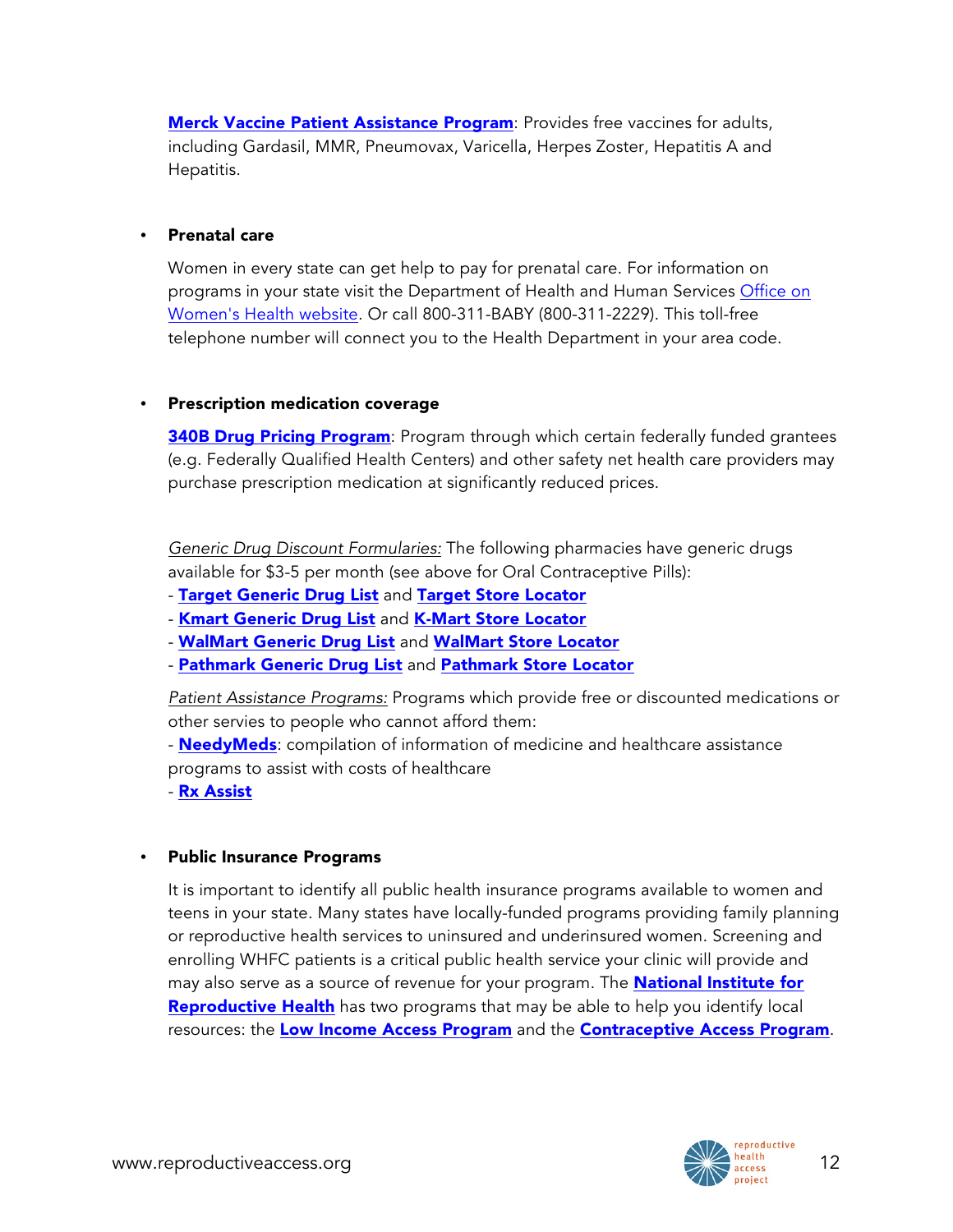**Merck Vaccine Patient Assistance Program**: Provides free vaccines for adults, including Gardasil, MMR, Pneumovax, Varicella, Herpes Zoster, Hepatitis A and Hepatitis.

- **Prenatal care**

  Women in every state can get help to pay for prenatal care. For information on programs in your state visit the Department of Health and Human Services Office on Women's Health website. Or call 800-311-BABY (800-311-2229). This toll-free telephone number will connect you to the Health Department in your area code.

- **Prescription medication coverage**

  **340B Drug Pricing Program**: Program through which certain federally funded grantees (e.g. Federally Qualified Health Centers) and other safety net health care providers may purchase prescription medication at significantly reduced prices.

  *Generic Drug Discount Formularies:* The following pharmacies have generic drugs available for $3-5 per month (see above for Oral Contraceptive Pills):
  - **Target Generic Drug List** and **Target Store Locator**
  - **Kmart Generic Drug List** and **K-Mart Store Locator**
  - **WalMart Generic Drug List** and **WalMart Store Locator**
  - **Pathmark Generic Drug List** and **Pathmark Store Locator**

  *Patient Assistance Programs:* Programs which provide free or discounted medications or other servies to people who cannot afford them:
  - **NeedyMeds**: compilation of information of medicine and healthcare assistance programs to assist with costs of healthcare
  - **Rx Assist**

- **Public Insurance Programs**

  It is important to identify all public health insurance programs available to women and teens in your state. Many states have locally-funded programs providing family planning or reproductive health services to uninsured and underinsured women. Screening and enrolling WHFC patients is a critical public health service your clinic will provide and may also serve as a source of revenue for your program. The **National Institute for Reproductive Health** has two programs that may be able to help you identify local resources: the **Low Income Access Program** and the **Contraceptive Access Program**.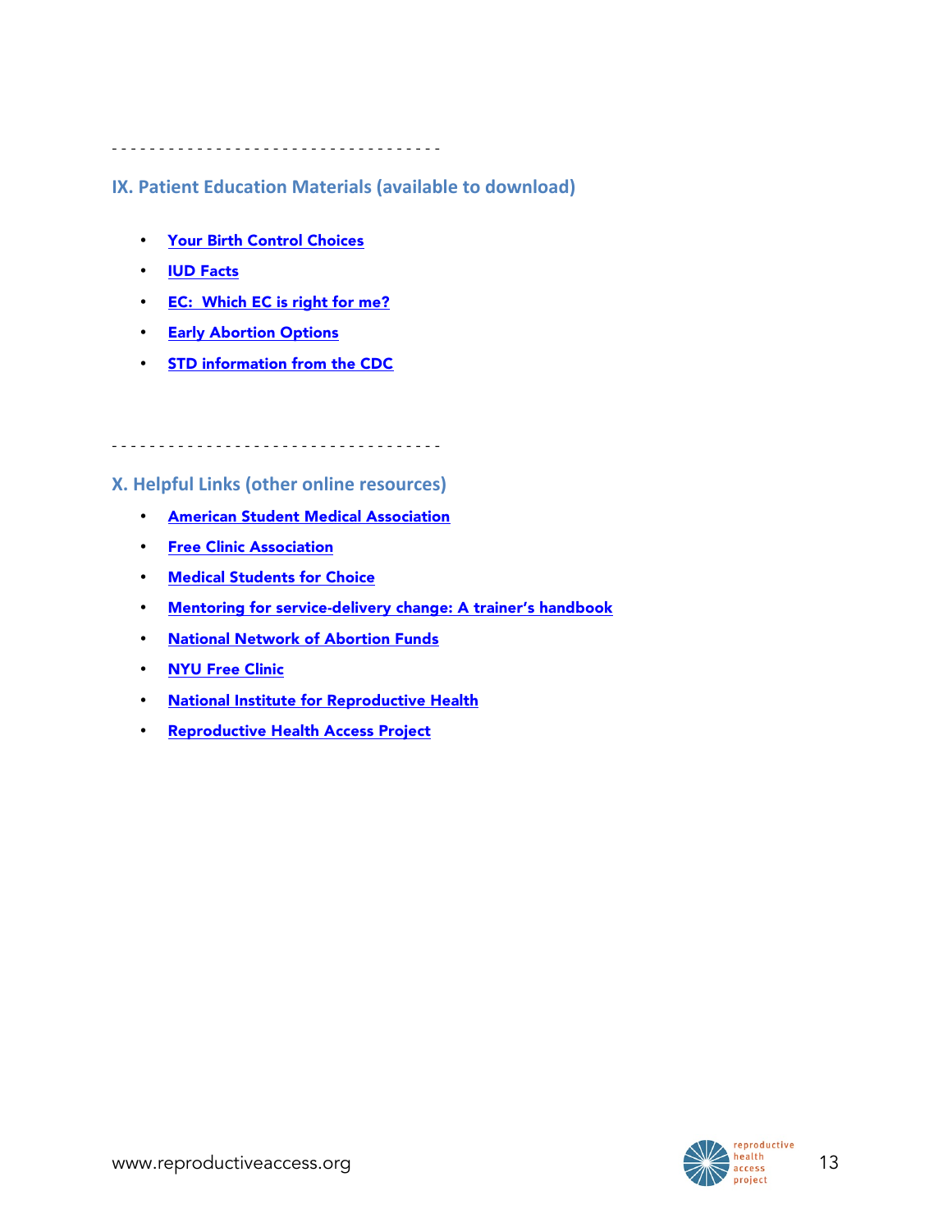- - - - - - - - - - - - - - - - - - - - - - - - - - - - - - - - - - -

## IX. Patient Education Materials (available to download)

- **Your Birth Control Choices**
- **IUD Facts**
- **EC: Which EC is right for me?**
- **Early Abortion Options**
- **STD information from the CDC**

- - - - - - - - - - - - - - - - - - - - - - - - - - - - - - - - - - -

## X. Helpful Links (other online resources)

- **American Student Medical Association**
- **Free Clinic Association**
- **Medical Students for Choice**
- **Mentoring for service-delivery change: A trainer's handbook**
- **National Network of Abortion Funds**
- **NYU Free Clinic**
- **National Institute for Reproductive Health**
- **Reproductive Health Access Project**